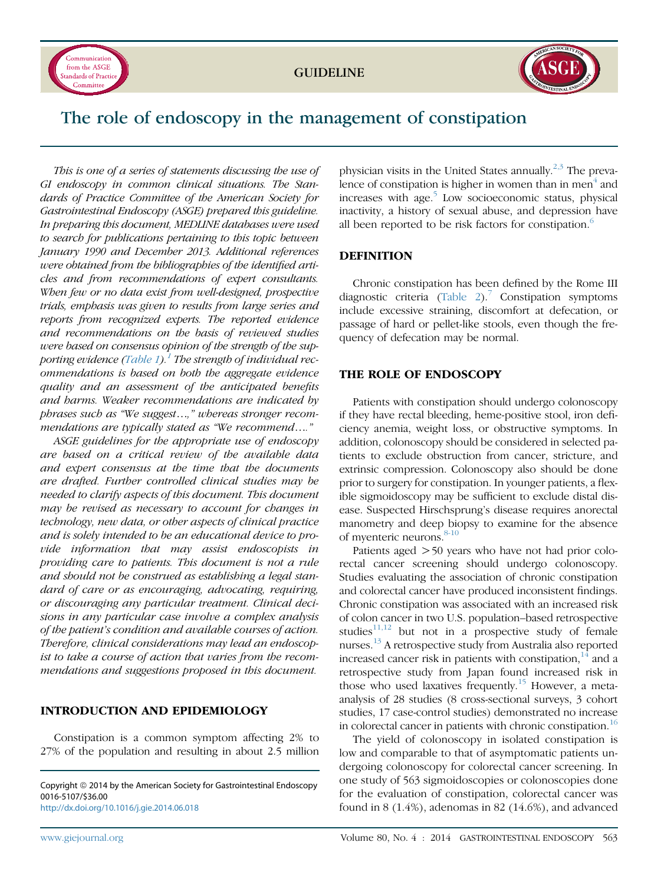GUIDELINE

# The role of endoscopy in the management of constipation

*This is one of a series of statements discussing the use of GI endoscopy in common clinical situations. The Standards of Practice Committee of the American Society for Gastrointestinal Endoscopy (ASGE) prepared this guideline. In preparing this document, MEDLINE databases were used to search for publications pertaining to this topic between January 1990 and December 2013. Additional references were obtained from the bibliographies of the identified articles and from recommendations of expert consultants. When few or no data exist from well-designed, prospective trials, emphasis was given to results from large series and reports from recognized experts. The reported evidence and recommendations on the basis of reviewed studies were based on consensus opinion of the strength of the supporting evidence (Table 1).[1] The strength of individual recommendations is based on both the aggregate evidence quality and an assessment of the anticipated benefits and harms. Weaker recommendations are indicated by phrases such as "We suggest…," whereas stronger recommendations are typically stated as "We recommend…."*

*ASGE guidelines for the appropriate use of endoscopy are based on a critical review of the available data and expert consensus at the time that the documents are drafted. Further controlled clinical studies may be needed to clarify aspects of this document. This document may be revised as necessary to account for changes in technology, new data, or other aspects of clinical practice and is solely intended to be an educational device to provide information that may assist endoscopists in providing care to patients. This document is not a rule and should not be construed as establishing a legal standard of care or as encouraging, advocating, requiring, or discouraging any particular treatment. Clinical decisions in any particular case involve a complex analysis of the patient's condition and available courses of action. Therefore, clinical considerations may lead an endoscopist to take a course of action that varies from the recommendations and suggestions proposed in this document.*

## INTRODUCTION AND EPIDEMIOLOGY

Constipation is a common symptom affecting 2% to 27% of the population and resulting in about 2.5 million physician visits in the United States annually.[2,3] The prevalence of constipation is higher in women than in men[4] and increases with age.[5] Low socioeconomic status, physical inactivity, a history of sexual abuse, and depression have all been reported to be risk factors for constipation.[6]

Copyright © 2014 by the American Society for Gastrointestinal Endoscopy
0016-5107/$36.00
http://dx.doi.org/10.1016/j.gie.2014.06.018

## DEFINITION

Chronic constipation has been defined by the Rome III diagnostic criteria (Table 2).[7] Constipation symptoms include excessive straining, discomfort at defecation, or passage of hard or pellet-like stools, even though the frequency of defecation may be normal.

## THE ROLE OF ENDOSCOPY

Patients with constipation should undergo colonoscopy if they have rectal bleeding, heme-positive stool, iron deficiency anemia, weight loss, or obstructive symptoms. In addition, colonoscopy should be considered in selected patients to exclude obstruction from cancer, stricture, and extrinsic compression. Colonoscopy also should be done prior to surgery for constipation. In younger patients, a flexible sigmoidoscopy may be sufficient to exclude distal disease. Suspected Hirschsprung's disease requires anorectal manometry and deep biopsy to examine for the absence of myenteric neurons.[8-10]

Patients aged >50 years who have not had prior colorectal cancer screening should undergo colonoscopy. Studies evaluating the association of chronic constipation and colorectal cancer have produced inconsistent findings. Chronic constipation was associated with an increased risk of colon cancer in two U.S. population–based retrospective studies[11,12] but not in a prospective study of female nurses.[13] A retrospective study from Australia also reported increased cancer risk in patients with constipation,[14] and a retrospective study from Japan found increased risk in those who used laxatives frequently.[15] However, a meta-analysis of 28 studies (8 cross-sectional surveys, 3 cohort studies, 17 case-control studies) demonstrated no increase in colorectal cancer in patients with chronic constipation.[16]

The yield of colonoscopy in isolated constipation is low and comparable to that of asymptomatic patients undergoing colonoscopy for colorectal cancer screening. In one study of 563 sigmoidoscopies or colonoscopies done for the evaluation of constipation, colorectal cancer was found in 8 (1.4%), adenomas in 82 (14.6%), and advanced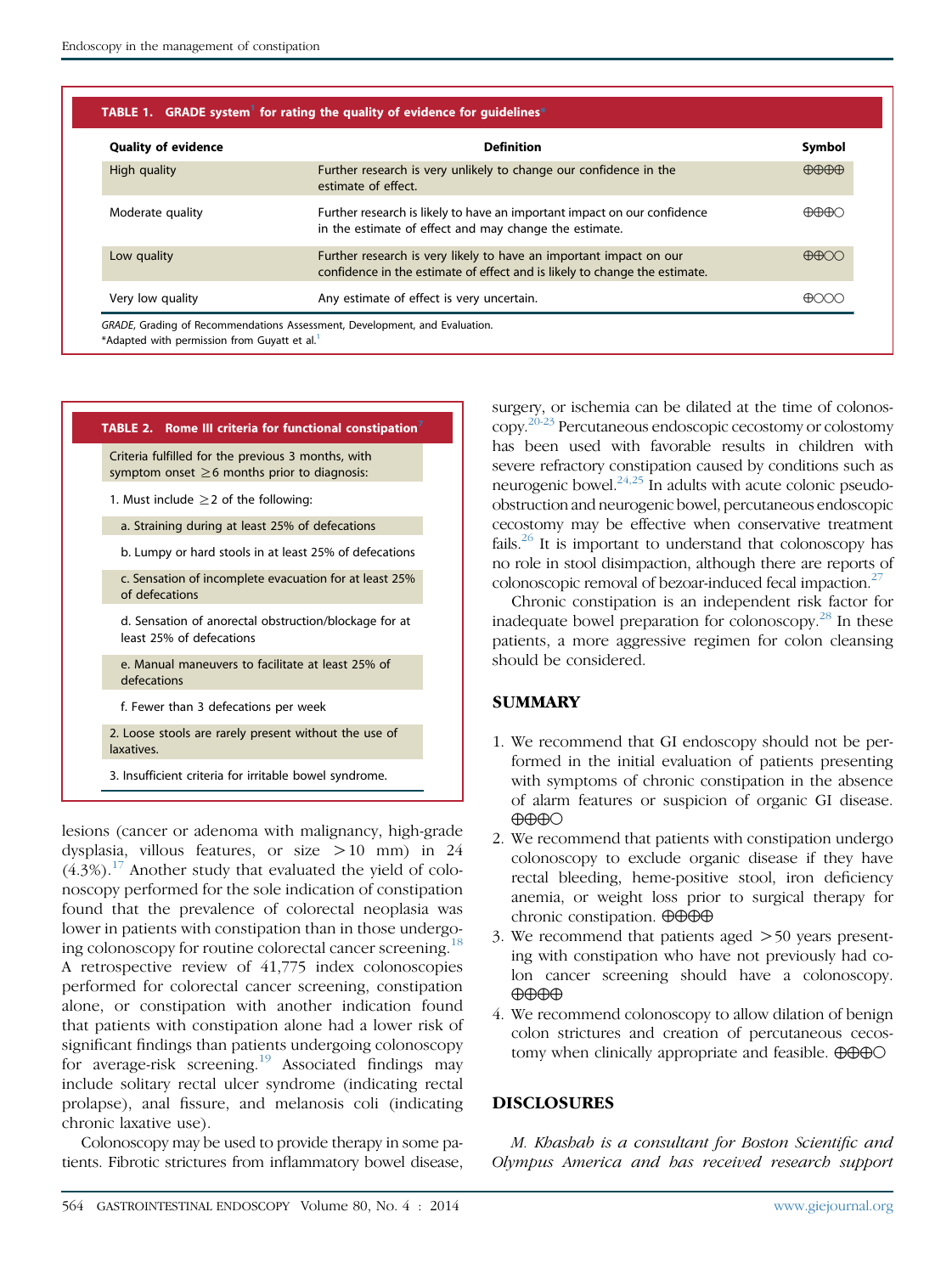**TABLE 1. GRADE system[1] for rating the quality of evidence for guidelines***

| Quality of evidence | Definition | Symbol |
|---|---|---|
| High quality | Further research is very unlikely to change our confidence in the estimate of effect. | ⊕⊕⊕⊕ |
| Moderate quality | Further research is likely to have an important impact on our confidence in the estimate of effect and may change the estimate. | ⊕⊕⊕○ |
| Low quality | Further research is very likely to have an important impact on our confidence in the estimate of effect and is likely to change the estimate. | ⊕⊕○○ |
| Very low quality | Any estimate of effect is very uncertain. | ⊕○○○ |

*GRADE*, Grading of Recommendations Assessment, Development, and Evaluation.
*Adapted with permission from Guyatt et al.[1]

**TABLE 2. Rome III criteria for functional constipation[7]**

| |
|---|
| Criteria fulfilled for the previous 3 months, with symptom onset ≥6 months prior to diagnosis: |
| 1. Must include ≥2 of the following: |
| a. Straining during at least 25% of defecations |
| b. Lumpy or hard stools in at least 25% of defecations |
| c. Sensation of incomplete evacuation for at least 25% of defecations |
| d. Sensation of anorectal obstruction/blockage for at least 25% of defecations |
| e. Manual maneuvers to facilitate at least 25% of defecations |
| f. Fewer than 3 defecations per week |
| 2. Loose stools are rarely present without the use of laxatives. |
| 3. Insufficient criteria for irritable bowel syndrome. |

lesions (cancer or adenoma with malignancy, high-grade dysplasia, villous features, or size >10 mm) in 24 (4.3%).[17] Another study that evaluated the yield of colonoscopy performed for the sole indication of constipation found that the prevalence of colorectal neoplasia was lower in patients with constipation than in those undergoing colonoscopy for routine colorectal cancer screening.[18] A retrospective review of 41,775 index colonoscopies performed for colorectal cancer screening, constipation alone, or constipation with another indication found that patients with constipation alone had a lower risk of significant findings than patients undergoing colonoscopy for average-risk screening.[19] Associated findings may include solitary rectal ulcer syndrome (indicating rectal prolapse), anal fissure, and melanosis coli (indicating chronic laxative use).

Colonoscopy may be used to provide therapy in some patients. Fibrotic strictures from inflammatory bowel disease, surgery, or ischemia can be dilated at the time of colonoscopy.[20-23] Percutaneous endoscopic cecostomy or colostomy has been used with favorable results in children with severe refractory constipation caused by conditions such as neurogenic bowel.[24,25] In adults with acute colonic pseudo-obstruction and neurogenic bowel, percutaneous endoscopic cecostomy may be effective when conservative treatment fails.[26] It is important to understand that colonoscopy has no role in stool disimpaction, although there are reports of colonoscopic removal of bezoar-induced fecal impaction.[27]

Chronic constipation is an independent risk factor for inadequate bowel preparation for colonoscopy.[28] In these patients, a more aggressive regimen for colon cleansing should be considered.

## SUMMARY

1. We recommend that GI endoscopy should not be performed in the initial evaluation of patients presenting with symptoms of chronic constipation in the absence of alarm features or suspicion of organic GI disease. ⊕⊕⊕○
2. We recommend that patients with constipation undergo colonoscopy to exclude organic disease if they have rectal bleeding, heme-positive stool, iron deficiency anemia, or weight loss prior to surgical therapy for chronic constipation. ⊕⊕⊕⊕
3. We recommend that patients aged >50 years presenting with constipation who have not previously had colon cancer screening should have a colonoscopy. ⊕⊕⊕⊕
4. We recommend colonoscopy to allow dilation of benign colon strictures and creation of percutaneous cecostomy when clinically appropriate and feasible. ⊕⊕⊕○

## DISCLOSURES

*M. Khashab is a consultant for Boston Scientific and Olympus America and has received research support*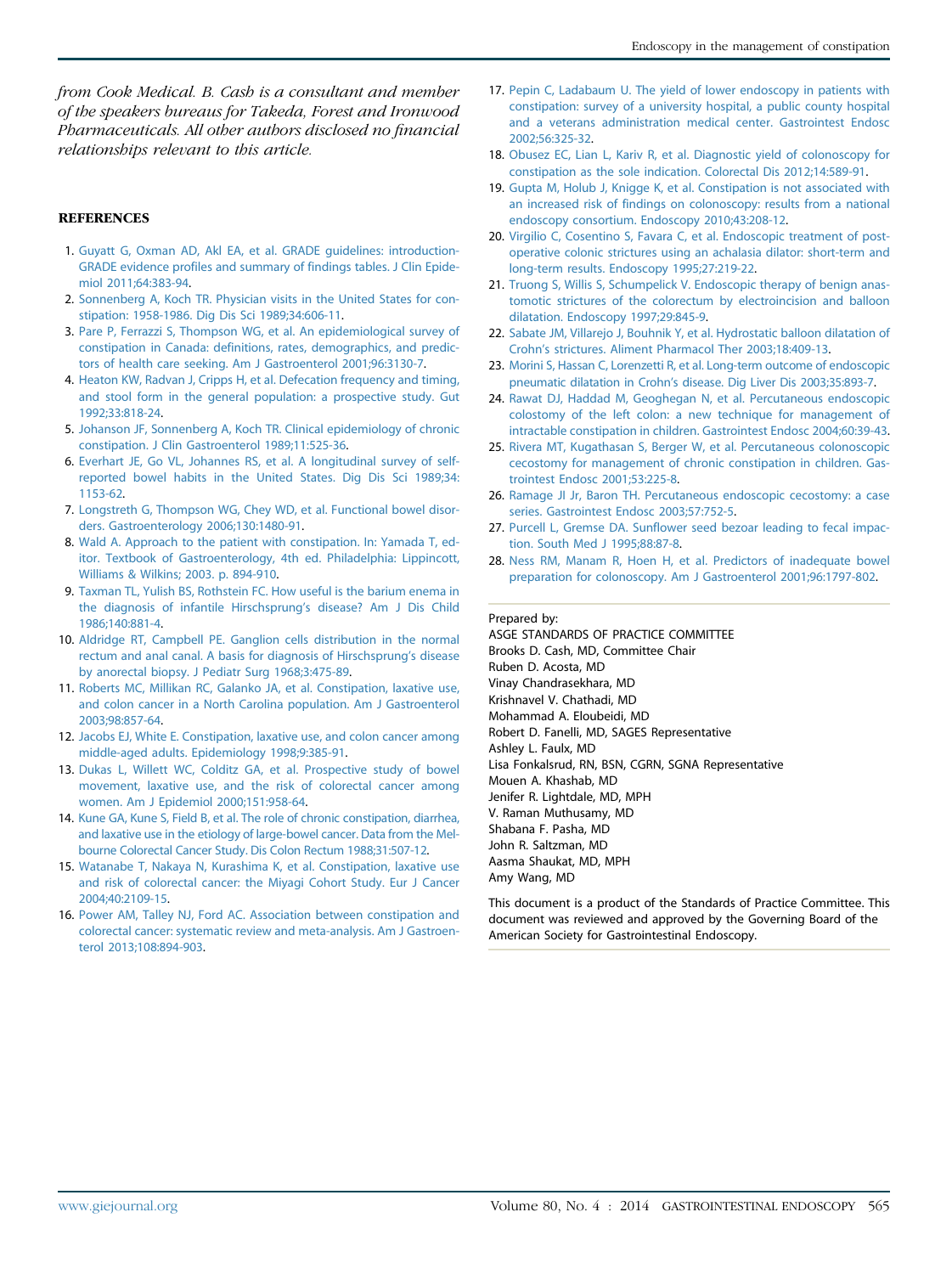*from Cook Medical. B. Cash is a consultant and member of the speakers bureaus for Takeda, Forest and Ironwood Pharmaceuticals. All other authors disclosed no financial relationships relevant to this article.*

## REFERENCES

1. Guyatt G, Oxman AD, Akl EA, et al. GRADE guidelines: introduction-GRADE evidence profiles and summary of findings tables. J Clin Epidemiol 2011;64:383-94.
2. Sonnenberg A, Koch TR. Physician visits in the United States for constipation: 1958-1986. Dig Dis Sci 1989;34:606-11.
3. Pare P, Ferrazzi S, Thompson WG, et al. An epidemiological survey of constipation in Canada: definitions, rates, demographics, and predictors of health care seeking. Am J Gastroenterol 2001;96:3130-7.
4. Heaton KW, Radvan J, Cripps H, et al. Defecation frequency and timing, and stool form in the general population: a prospective study. Gut 1992;33:818-24.
5. Johanson JF, Sonnenberg A, Koch TR. Clinical epidemiology of chronic constipation. J Clin Gastroenterol 1989;11:525-36.
6. Everhart JE, Go VL, Johannes RS, et al. A longitudinal survey of self-reported bowel habits in the United States. Dig Dis Sci 1989;34:1153-62.
7. Longstreth G, Thompson WG, Chey WD, et al. Functional bowel disorders. Gastroenterology 2006;130:1480-91.
8. Wald A. Approach to the patient with constipation. In: Yamada T, editor. Textbook of Gastroenterology, 4th ed. Philadelphia: Lippincott, Williams & Wilkins; 2003. p. 894-910.
9. Taxman TL, Yulish BS, Rothstein FC. How useful is the barium enema in the diagnosis of infantile Hirschsprung's disease? Am J Dis Child 1986;140:881-4.
10. Aldridge RT, Campbell PE. Ganglion cells distribution in the normal rectum and anal canal. A basis for diagnosis of Hirschsprung's disease by anorectal biopsy. J Pediatr Surg 1968;3:475-89.
11. Roberts MC, Millikan RC, Galanko JA, et al. Constipation, laxative use, and colon cancer in a North Carolina population. Am J Gastroenterol 2003;98:857-64.
12. Jacobs EJ, White E. Constipation, laxative use, and colon cancer among middle-aged adults. Epidemiology 1998;9:385-91.
13. Dukas L, Willett WC, Colditz GA, et al. Prospective study of bowel movement, laxative use, and the risk of colorectal cancer among women. Am J Epidemiol 2000;151:958-64.
14. Kune GA, Kune S, Field B, et al. The role of chronic constipation, diarrhea, and laxative use in the etiology of large-bowel cancer. Data from the Melbourne Colorectal Cancer Study. Dis Colon Rectum 1988;31:507-12.
15. Watanabe T, Nakaya N, Kurashima K, et al. Constipation, laxative use and risk of colorectal cancer: the Miyagi Cohort Study. Eur J Cancer 2004;40:2109-15.
16. Power AM, Talley NJ, Ford AC. Association between constipation and colorectal cancer: systematic review and meta-analysis. Am J Gastroenterol 2013;108:894-903.
17. Pepin C, Ladabaum U. The yield of lower endoscopy in patients with constipation: survey of a university hospital, a public county hospital and a veterans administration medical center. Gastrointest Endosc 2002;56:325-32.
18. Obusez EC, Lian L, Kariv R, et al. Diagnostic yield of colonoscopy for constipation as the sole indication. Colorectal Dis 2012;14:589-91.
19. Gupta M, Holub J, Knigge K, et al. Constipation is not associated with an increased risk of findings on colonoscopy: results from a national endoscopy consortium. Endoscopy 2010;43:208-12.
20. Virgilio C, Cosentino S, Favara C, et al. Endoscopic treatment of postoperative colonic strictures using an achalasia dilator: short-term and long-term results. Endoscopy 1995;27:219-22.
21. Truong S, Willis S, Schumpelick V. Endoscopic therapy of benign anastomotic strictures of the colorectum by electroincision and balloon dilatation. Endoscopy 1997;29:845-9.
22. Sabate JM, Villarejo J, Bouhnik Y, et al. Hydrostatic balloon dilatation of Crohn's strictures. Aliment Pharmacol Ther 2003;18:409-13.
23. Morini S, Hassan C, Lorenzetti R, et al. Long-term outcome of endoscopic pneumatic dilatation in Crohn's disease. Dig Liver Dis 2003;35:893-7.
24. Rawat DJ, Haddad M, Geoghegan N, et al. Percutaneous endoscopic colostomy of the left colon: a new technique for management of intractable constipation in children. Gastrointest Endosc 2004;60:39-43.
25. Rivera MT, Kugathasan S, Berger W, et al. Percutaneous colonoscopic cecostomy for management of chronic constipation in children. Gastrointest Endosc 2001;53:225-8.
26. Ramage JI Jr, Baron TH. Percutaneous endoscopic cecostomy: a case series. Gastrointest Endosc 2003;57:752-5.
27. Purcell L, Gremse DA. Sunflower seed bezoar leading to fecal impaction. South Med J 1995;88:87-8.
28. Ness RM, Manam R, Hoen H, et al. Predictors of inadequate bowel preparation for colonoscopy. Am J Gastroenterol 2001;96:1797-802.

---

Prepared by:
ASGE STANDARDS OF PRACTICE COMMITTEE
Brooks D. Cash, MD, Committee Chair
Ruben D. Acosta, MD
Vinay Chandrasekhara, MD
Krishnavel V. Chathadi, MD
Mohammad A. Eloubeidi, MD
Robert D. Fanelli, MD, SAGES Representative
Ashley L. Faulx, MD
Lisa Fonkalsrud, RN, BSN, CGRN, SGNA Representative
Mouen A. Khashab, MD
Jenifer R. Lightdale, MD, MPH
V. Raman Muthusamy, MD
Shabana F. Pasha, MD
John R. Saltzman, MD
Aasma Shaukat, MD, MPH
Amy Wang, MD

This document is a product of the Standards of Practice Committee. This document was reviewed and approved by the Governing Board of the American Society for Gastrointestinal Endoscopy.